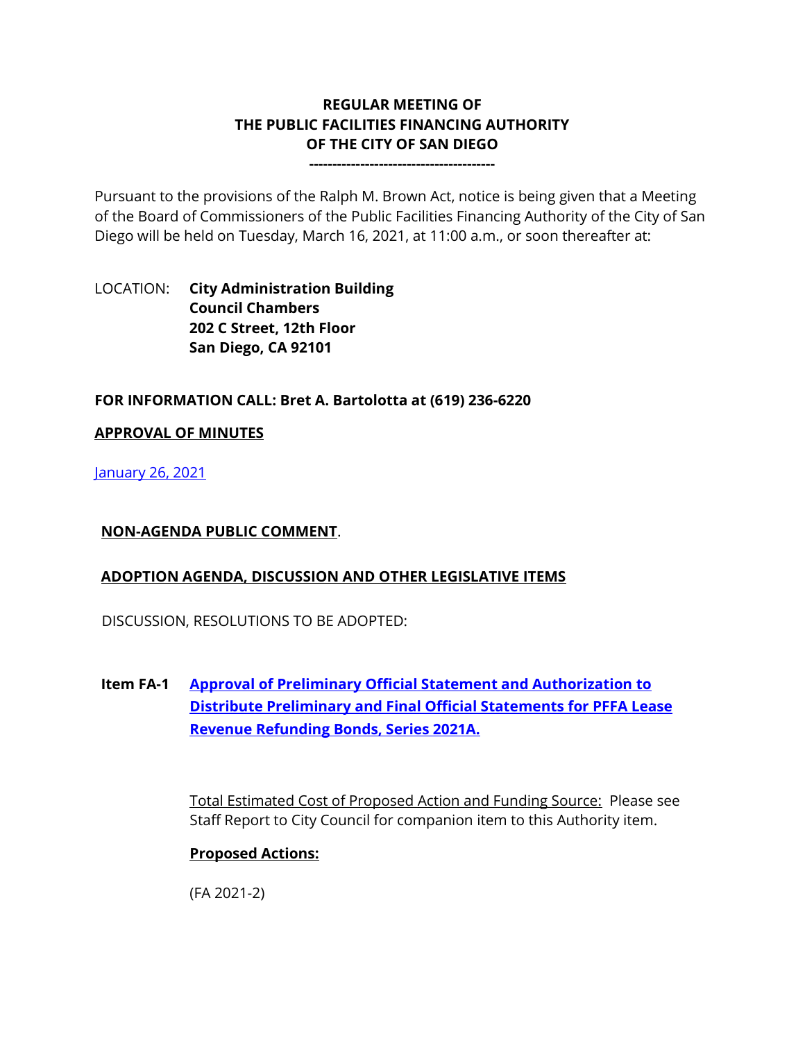**REGULAR MEETING OF**
**THE PUBLIC FACILITIES FINANCING AUTHORITY**
**OF THE CITY OF SAN DIEGO**
**---------------------------------------**

Pursuant to the provisions of the Ralph M. Brown Act, notice is being given that a Meeting of the Board of Commissioners of the Public Facilities Financing Authority of the City of San Diego will be held on Tuesday, March 16, 2021, at 11:00 a.m., or soon thereafter at:

LOCATION: **City Administration Building**
**Council Chambers**
**202 C Street, 12th Floor**
**San Diego, CA 92101**

**FOR INFORMATION CALL: Bret A. Bartolotta at (619) 236-6220**

**APPROVAL OF MINUTES**

January 26, 2021

**NON-AGENDA PUBLIC COMMENT**.

**ADOPTION AGENDA, DISCUSSION AND OTHER LEGISLATIVE ITEMS**

DISCUSSION, RESOLUTIONS TO BE ADOPTED:

**Item FA-1** **Approval of Preliminary Official Statement and Authorization to Distribute Preliminary and Final Official Statements for PFFA Lease Revenue Refunding Bonds, Series 2021A.**

Total Estimated Cost of Proposed Action and Funding Source: Please see Staff Report to City Council for companion item to this Authority item.

**Proposed Actions:**

(FA 2021-2)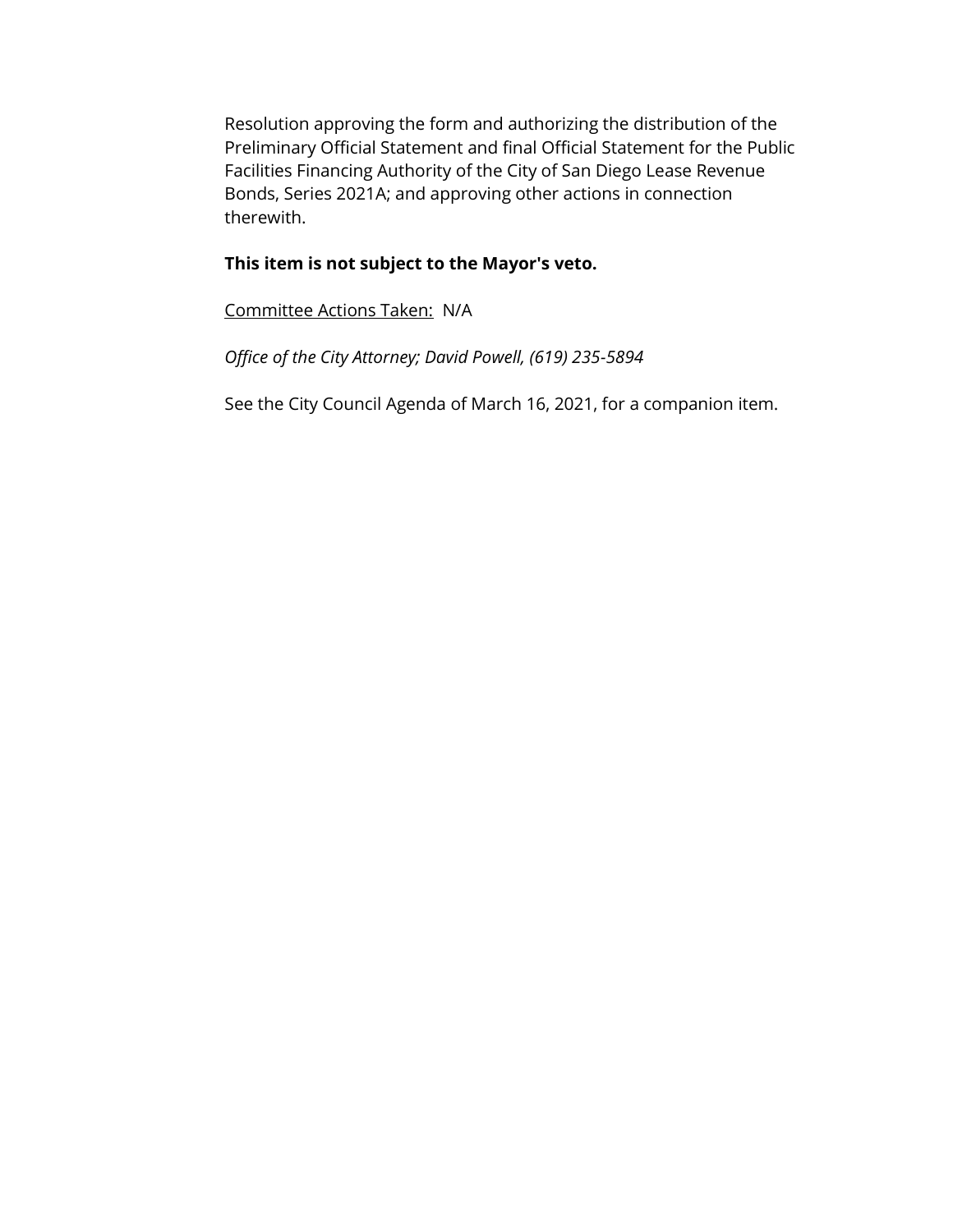Resolution approving the form and authorizing the distribution of the Preliminary Official Statement and final Official Statement for the Public Facilities Financing Authority of the City of San Diego Lease Revenue Bonds, Series 2021A; and approving other actions in connection therewith.

**This item is not subject to the Mayor's veto.**

<u>Committee Actions Taken:</u> N/A

*Office of the City Attorney; David Powell, (619) 235-5894*

See the City Council Agenda of March 16, 2021, for a companion item.